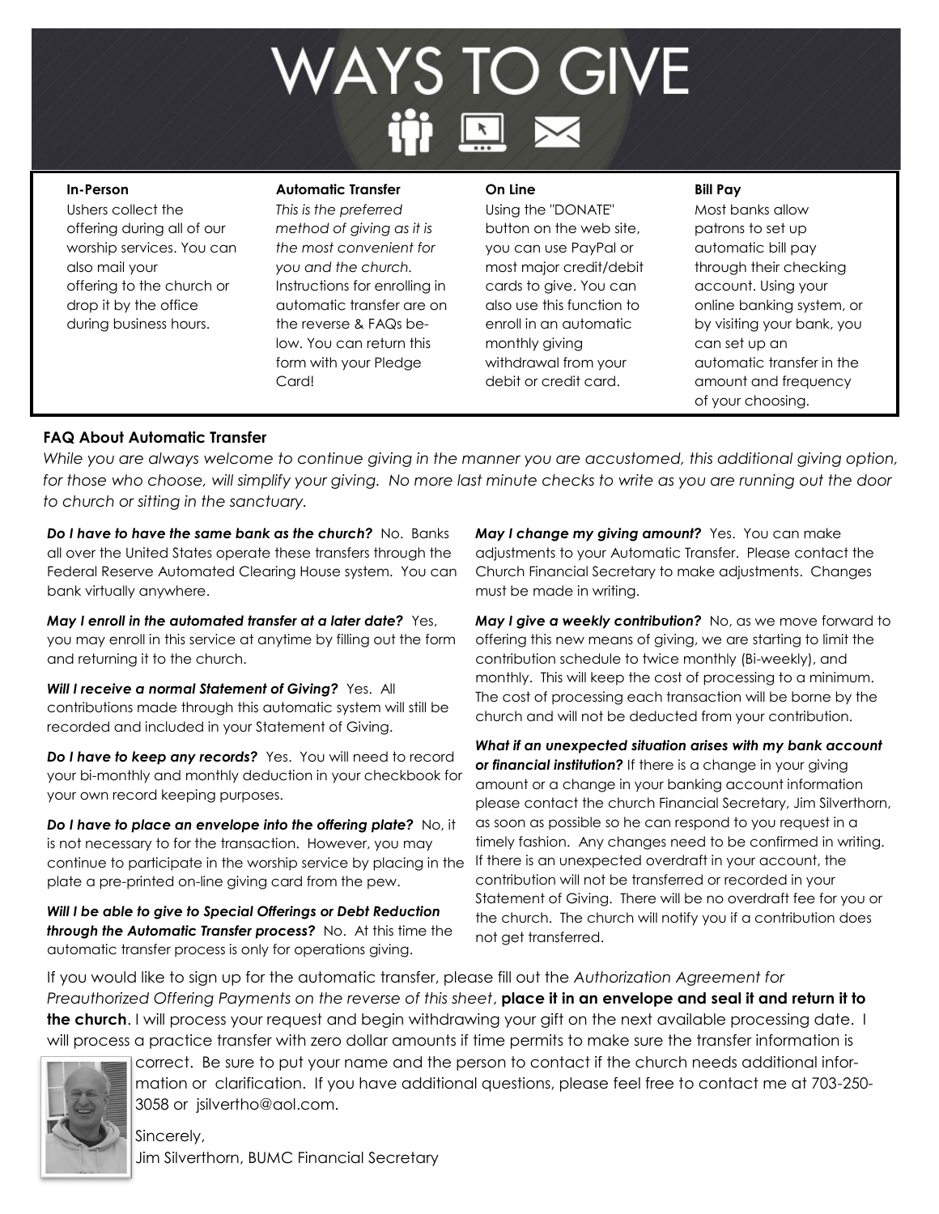# WAYS TO GIVE

**In-Person**

Ushers collect the offering during all of our worship services. You can also mail your offering to the church or drop it by the office during business hours.

**Automatic Transfer**

*This is the preferred method of giving as it is the most convenient for you and the church.* Instructions for enrolling in automatic transfer are on the reverse & FAQs below. You can return this form with your Pledge Card!

**On Line**

Using the "DONATE" button on the web site, you can use PayPal or most major credit/debit cards to give. You can also use this function to enroll in an automatic monthly giving withdrawal from your debit or credit card.

**Bill Pay**

Most banks allow patrons to set up automatic bill pay through their checking account. Using your online banking system, or by visiting your bank, you can set up an automatic transfer in the amount and frequency of your choosing.

## FAQ About Automatic Transfer

*While you are always welcome to continue giving in the manner you are accustomed, this additional giving option, for those who choose, will simplify your giving. No more last minute checks to write as you are running out the door to church or sitting in the sanctuary.*

***Do I have to have the same bank as the church?*** No. Banks all over the United States operate these transfers through the Federal Reserve Automated Clearing House system. You can bank virtually anywhere.

***May I enroll in the automated transfer at a later date?*** Yes, you may enroll in this service at anytime by filling out the form and returning it to the church.

***Will I receive a normal Statement of Giving?*** Yes. All contributions made through this automatic system will still be recorded and included in your Statement of Giving.

***Do I have to keep any records?*** Yes. You will need to record your bi-monthly and monthly deduction in your checkbook for your own record keeping purposes.

***Do I have to place an envelope into the offering plate?*** No, it is not necessary to for the transaction. However, you may continue to participate in the worship service by placing in the plate a pre-printed on-line giving card from the pew.

***Will I be able to give to Special Offerings or Debt Reduction through the Automatic Transfer process?*** No. At this time the automatic transfer process is only for operations giving.

***May I change my giving amount?*** Yes. You can make adjustments to your Automatic Transfer. Please contact the Church Financial Secretary to make adjustments. Changes must be made in writing.

***May I give a weekly contribution?*** No, as we move forward to offering this new means of giving, we are starting to limit the contribution schedule to twice monthly (Bi-weekly), and monthly. This will keep the cost of processing to a minimum. The cost of processing each transaction will be borne by the church and will not be deducted from your contribution.

***What if an unexpected situation arises with my bank account or financial institution?*** If there is a change in your giving amount or a change in your banking account information please contact the church Financial Secretary, Jim Silverthorn, as soon as possible so he can respond to you request in a timely fashion. Any changes need to be confirmed in writing. If there is an unexpected overdraft in your account, the contribution will not be transferred or recorded in your Statement of Giving. There will be no overdraft fee for you or the church. The church will notify you if a contribution does not get transferred.

If you would like to sign up for the automatic transfer, please fill out the *Authorization Agreement for Preauthorized Offering Payments on the reverse of this sheet*, **place it in an envelope and seal it and return it to the church**. I will process your request and begin withdrawing your gift on the next available processing date. I will process a practice transfer with zero dollar amounts if time permits to make sure the transfer information is correct. Be sure to put your name and the person to contact if the church needs additional information or clarification. If you have additional questions, please feel free to contact me at 703-250-3058 or jsilvertho@aol.com.

Sincerely,
Jim Silverthorn, BUMC Financial Secretary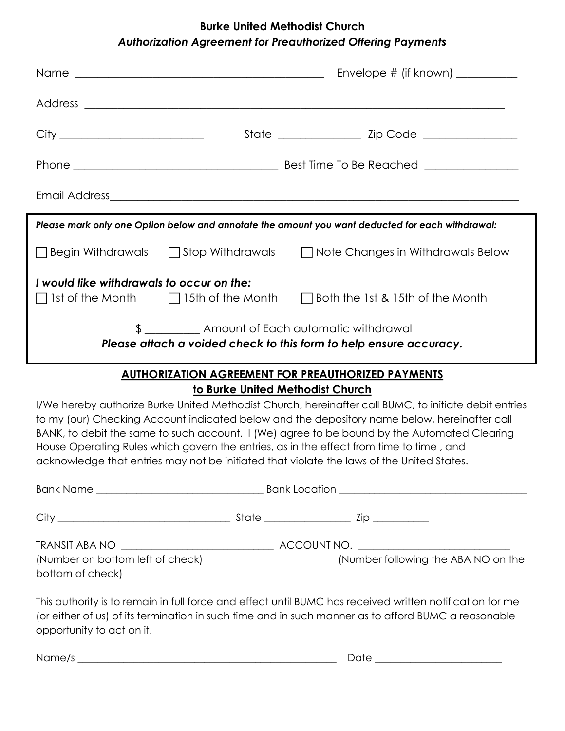**Burke United Methodist Church**

***Authorization Agreement for Preauthorized Offering Payments***

Name ____________________________________________ Envelope # (if known) __________

Address ______________________________________________________________________

City _________________________ State ______________ Zip Code ________________

Phone ___________________________________ Best Time To Be Reached ________________

Email Address__________________________________________________________________

***Please mark only one Option below and annotate the amount you want deducted for each withdrawal:***

☐ Begin Withdrawals ☐ Stop Withdrawals ☐ Note Changes in Withdrawals Below

***I would like withdrawals to occur on the:***

☐ 1st of the Month ☐ 15th of the Month ☐ Both the 1st & 15th of the Month

$ _________ Amount of Each automatic withdrawal

***Please attach a voided check to this form to help ensure accuracy.***

**AUTHORIZATION AGREEMENT FOR PREAUTHORIZED PAYMENTS**
**to Burke United Methodist Church**

I/We hereby authorize Burke United Methodist Church, hereinafter call BUMC, to initiate debit entries to my (our) Checking Account indicated below and the depository name below, hereinafter call BANK, to debit the same to such account. I (We) agree to be bound by the Automated Clearing House Operating Rules which govern the entries, as in the effect from time to time , and acknowledge that entries may not be initiated that violate the laws of the United States.

Bank Name _______________________________ Bank Location ___________________________________

City _________________________________ State ________________ Zip __________

TRANSIT ABA NO _____________________________ ACCOUNT NO. ____________________________
(Number on bottom left of check) (Number following the ABA NO on the bottom of check)

This authority is to remain in full force and effect until BUMC has received written notification for me (or either of us) of its termination in such time and in such manner as to afford BUMC a reasonable opportunity to act on it.

Name/s __________________________________________________ Date ________________________